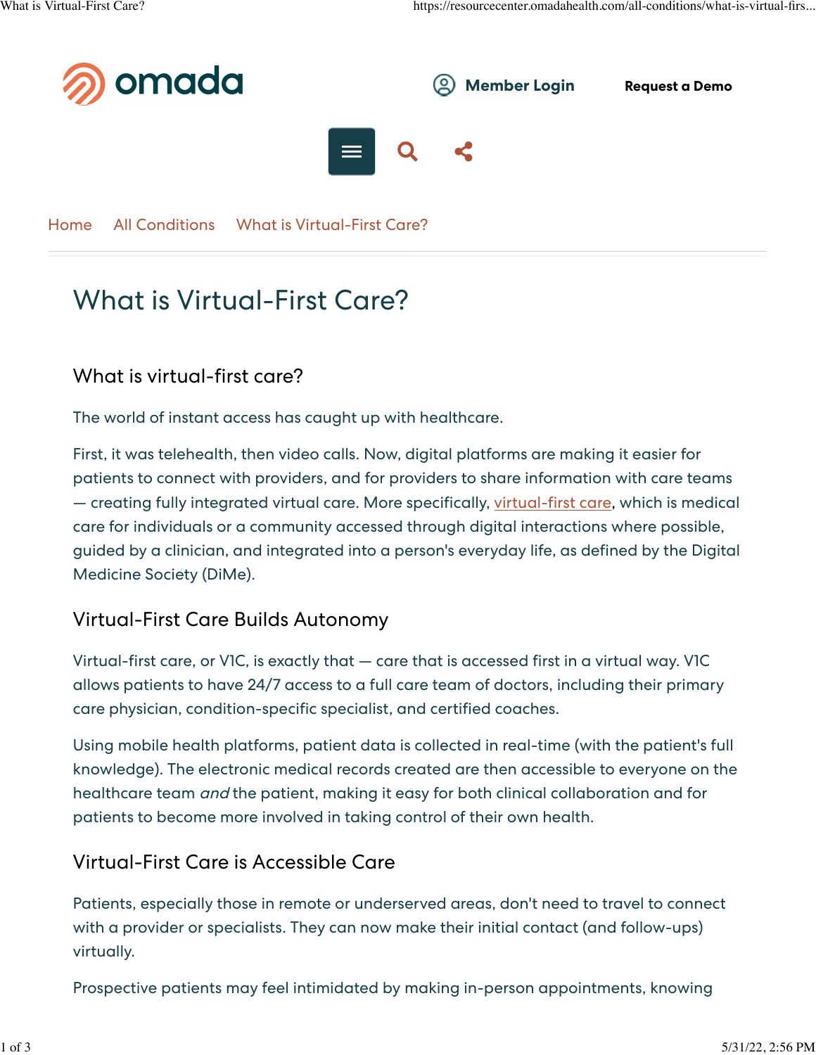# What is Virtual-First Care?

## What is virtual-first care?

The world of instant access has caught up with healthcare.

First, it was telehealth, then video calls. Now, digital platforms are making it easier for patients to connect with providers, and for providers to share information with care teams — creating fully integrated virtual care. More specifically, virtual-first care, which is medical care for individuals or a community accessed through digital interactions where possible, guided by a clinician, and integrated into a person's everyday life, as defined by the Digital Medicine Society (DiMe).

## Virtual-First Care Builds Autonomy

Virtual-first care, or V1C, is exactly that — care that is accessed first in a virtual way. V1C allows patients to have 24/7 access to a full care team of doctors, including their primary care physician, condition-specific specialist, and certified coaches.

Using mobile health platforms, patient data is collected in real-time (with the patient's full knowledge). The electronic medical records created are then accessible to everyone on the healthcare team *and* the patient, making it easy for both clinical collaboration and for patients to become more involved in taking control of their own health.

## Virtual-First Care is Accessible Care

Patients, especially those in remote or underserved areas, don't need to travel to connect with a provider or specialists. They can now make their initial contact (and follow-ups) virtually.

Prospective patients may feel intimidated by making in-person appointments, knowing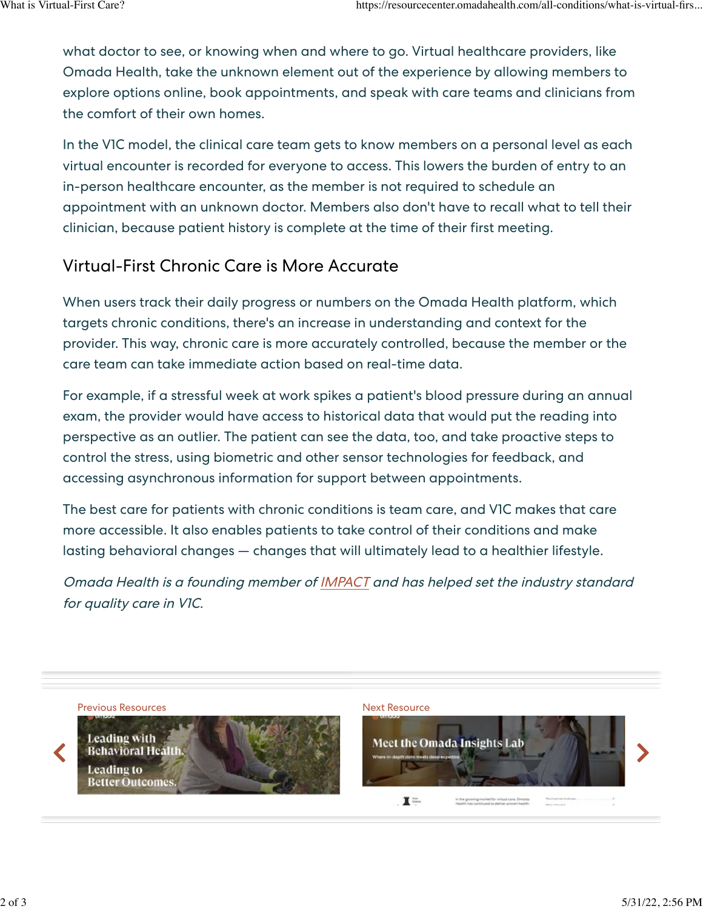what doctor to see, or knowing when and where to go. Virtual healthcare providers, like Omada Health, take the unknown element out of the experience by allowing members to explore options online, book appointments, and speak with care teams and clinicians from the comfort of their own homes.

In the V1C model, the clinical care team gets to know members on a personal level as each virtual encounter is recorded for everyone to access. This lowers the burden of entry to an in-person healthcare encounter, as the member is not required to schedule an appointment with an unknown doctor. Members also don't have to recall what to tell their clinician, because patient history is complete at the time of their first meeting.

## Virtual-First Chronic Care is More Accurate

When users track their daily progress or numbers on the Omada Health platform, which targets chronic conditions, there's an increase in understanding and context for the provider. This way, chronic care is more accurately controlled, because the member or the care team can take immediate action based on real-time data.

For example, if a stressful week at work spikes a patient's blood pressure during an annual exam, the provider would have access to historical data that would put the reading into perspective as an outlier. The patient can see the data, too, and take proactive steps to control the stress, using biometric and other sensor technologies for feedback, and accessing asynchronous information for support between appointments.

The best care for patients with chronic conditions is team care, and V1C makes that care more accessible. It also enables patients to take control of their conditions and make lasting behavioral changes — changes that will ultimately lead to a healthier lifestyle.

*Omada Health is a founding member of IMPACT and has helped set the industry standard for quality care in V1C.*

Previous Resources

Leading with Behavioral Health. Leading to Better Outcomes.

Next Resource

Meet the Omada Insights Lab